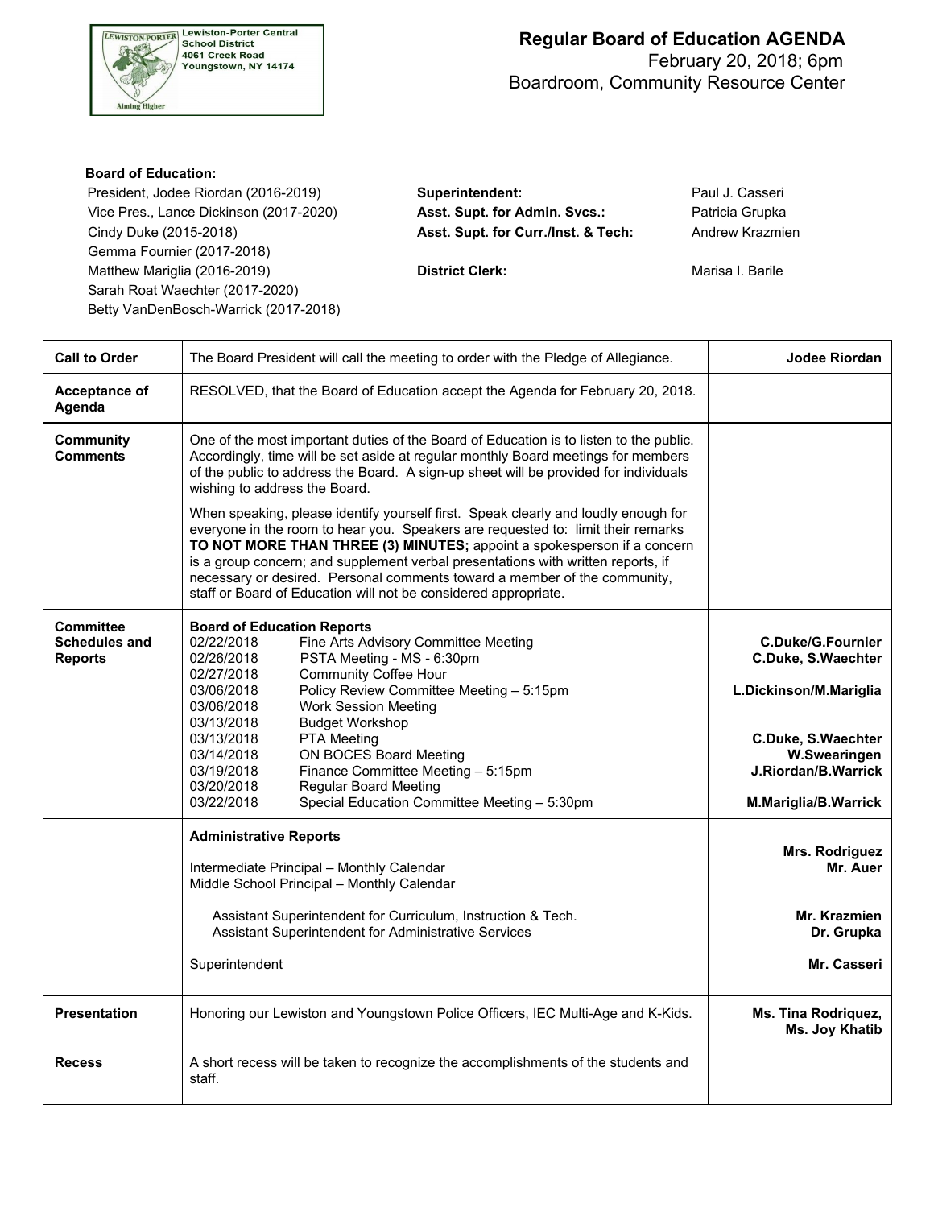Lewiston-Porter Central School District
4061 Creek Road
Youngstown, NY 14174

# Regular Board of Education AGENDA

February 20, 2018; 6pm
Boardroom, Community Resource Center

**Board of Education:**

President, Jodee Riordan (2016-2019)
Vice Pres., Lance Dickinson (2017-2020)
Cindy Duke (2015-2018)
Gemma Fournier (2017-2018)
Matthew Mariglia (2016-2019)
Sarah Roat Waechter (2017-2020)
Betty VanDenBosch-Warrick (2017-2018)

**Superintendent:** Paul J. Casseri
**Asst. Supt. for Admin. Svcs.:** Patricia Grupka
**Asst. Supt. for Curr./Inst. & Tech:** Andrew Krazmien

**District Clerk:** Marisa I. Barile

| | | |
|---|---|---|
| **Call to Order** | The Board President will call the meeting to order with the Pledge of Allegiance. | **Jodee Riordan** |
| **Acceptance of Agenda** | RESOLVED, that the Board of Education accept the Agenda for February 20, 2018. | |
| **Community Comments** | One of the most important duties of the Board of Education is to listen to the public. Accordingly, time will be set aside at regular monthly Board meetings for members of the public to address the Board. A sign-up sheet will be provided for individuals wishing to address the Board.<br><br>When speaking, please identify yourself first. Speak clearly and loudly enough for everyone in the room to hear you. Speakers are requested to: limit their remarks **TO NOT MORE THAN THREE (3) MINUTES;** appoint a spokesperson if a concern is a group concern; and supplement verbal presentations with written reports, if necessary or desired. Personal comments toward a member of the community, staff or Board of Education will not be considered appropriate. | |
| **Committee Schedules and Reports** | **Board of Education Reports**<br>02/22/2018 Fine Arts Advisory Committee Meeting<br>02/26/2018 PSTA Meeting - MS - 6:30pm<br>02/27/2018 Community Coffee Hour<br>03/06/2018 Policy Review Committee Meeting – 5:15pm<br>03/06/2018 Work Session Meeting<br>03/13/2018 Budget Workshop<br>03/13/2018 PTA Meeting<br>03/14/2018 ON BOCES Board Meeting<br>03/19/2018 Finance Committee Meeting – 5:15pm<br>03/20/2018 Regular Board Meeting<br>03/22/2018 Special Education Committee Meeting – 5:30pm | **C.Duke/G.Fournier**<br>**C.Duke, S.Waechter**<br><br>**L.Dickinson/M.Mariglia**<br><br><br>**C.Duke, S.Waechter**<br>**W.Swearingen**<br>**J.Riordan/B.Warrick**<br><br>**M.Mariglia/B.Warrick** |
| | **Administrative Reports**<br><br>Intermediate Principal – Monthly Calendar<br>Middle School Principal – Monthly Calendar<br><br>Assistant Superintendent for Curriculum, Instruction & Tech.<br>Assistant Superintendent for Administrative Services<br><br>Superintendent | **Mrs. Rodriguez**<br>**Mr. Auer**<br><br><br>**Mr. Krazmien**<br>**Dr. Grupka**<br><br>**Mr. Casseri** |
| **Presentation** | Honoring our Lewiston and Youngstown Police Officers, IEC Multi-Age and K-Kids. | **Ms. Tina Rodriquez, Ms. Joy Khatib** |
| **Recess** | A short recess will be taken to recognize the accomplishments of the students and staff. | |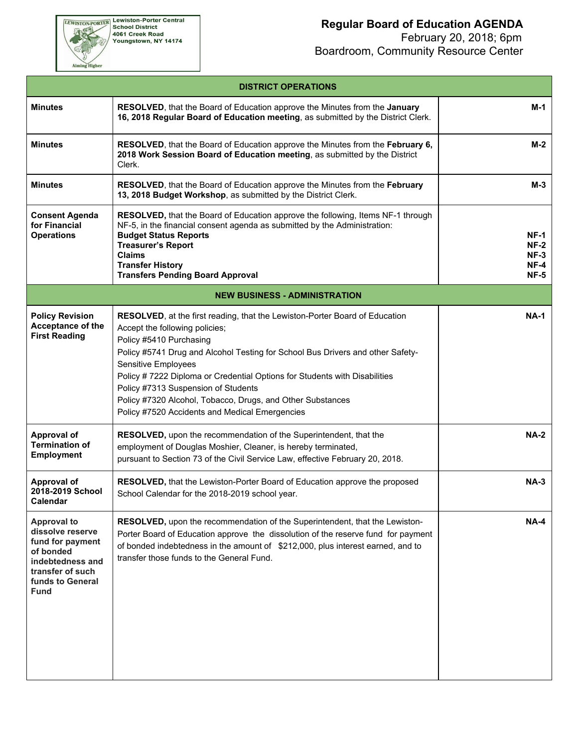Lewiston-Porter Central School District
4061 Creek Road
Youngstown, NY 14174

# Regular Board of Education AGENDA

February 20, 2018; 6pm
Boardroom, Community Resource Center

| DISTRICT OPERATIONS | | |
|---|---|---|
| **Minutes** | **RESOLVED**, that the Board of Education approve the Minutes from the **January 16, 2018 Regular Board of Education meeting**, as submitted by the District Clerk. | **M-1** |
| **Minutes** | **RESOLVED**, that the Board of Education approve the Minutes from the **February 6, 2018 Work Session Board of Education meeting**, as submitted by the District Clerk. | **M-2** |
| **Minutes** | **RESOLVED**, that the Board of Education approve the Minutes from the **February 13, 2018 Budget Workshop**, as submitted by the District Clerk. | **M-3** |
| **Consent Agenda for Financial Operations** | **RESOLVED,** that the Board of Education approve the following, Items NF-1 through NF-5, in the financial consent agenda as submitted by the Administration:<br>**Budget Status Reports**<br>**Treasurer's Report**<br>**Claims**<br>**Transfer History**<br>**Transfers Pending Board Approval** | <br><br>**NF-1**<br>**NF-2**<br>**NF-3**<br>**NF-4**<br>**NF-5** |
| **NEW BUSINESS - ADMINISTRATION** | | |
| **Policy Revision Acceptance of the First Reading** | **RESOLVED**, at the first reading, that the Lewiston-Porter Board of Education Accept the following policies;<br>Policy #5410 Purchasing<br>Policy #5741 Drug and Alcohol Testing for School Bus Drivers and other Safety-Sensitive Employees<br>Policy # 7222 Diploma or Credential Options for Students with Disabilities<br>Policy #7313 Suspension of Students<br>Policy #7320 Alcohol, Tobacco, Drugs, and Other Substances<br>Policy #7520 Accidents and Medical Emergencies | **NA-1** |
| **Approval of Termination of Employment** | **RESOLVED,** upon the recommendation of the Superintendent, that the employment of Douglas Moshier, Cleaner, is hereby terminated, pursuant to Section 73 of the Civil Service Law, effective February 20, 2018. | **NA-2** |
| **Approval of 2018-2019 School Calendar** | **RESOLVED,** that the Lewiston-Porter Board of Education approve the proposed School Calendar for the 2018-2019 school year. | **NA-3** |
| **Approval to dissolve reserve fund for payment of bonded indebtedness and transfer of such funds to General Fund** | **RESOLVED,** upon the recommendation of the Superintendent, that the Lewiston-Porter Board of Education approve the dissolution of the reserve fund for payment of bonded indebtedness in the amount of $212,000, plus interest earned, and to transfer those funds to the General Fund. | **NA-4** |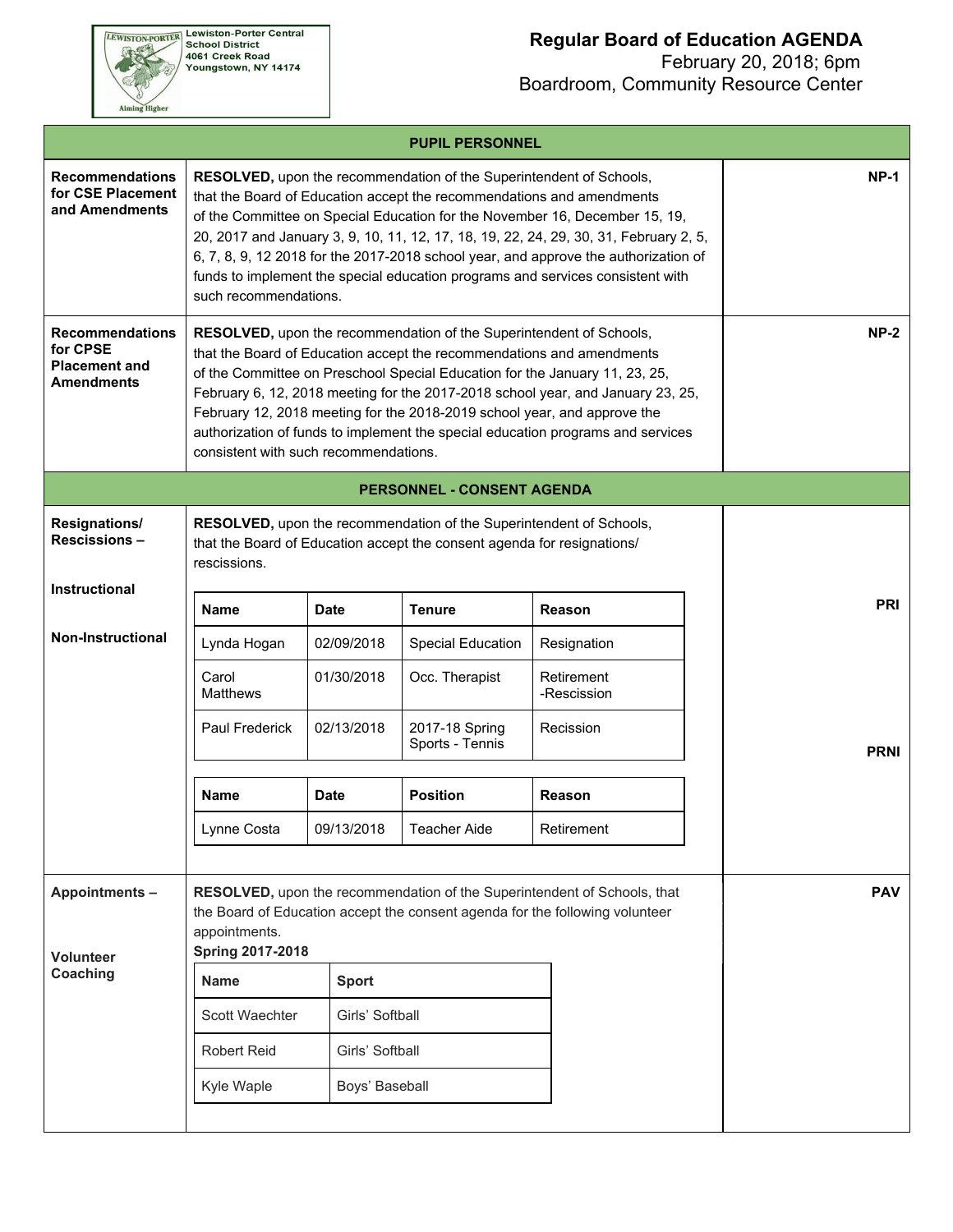Lewiston-Porter Central School District
4061 Creek Road
Youngstown, NY 14174

Aiming Higher

# Regular Board of Education AGENDA

February 20, 2018; 6pm
Boardroom, Community Resource Center

## PUPIL PERSONNEL

**Recommendations for CSE Placement and Amendments** — **NP-1**

**RESOLVED,** upon the recommendation of the Superintendent of Schools, that the Board of Education accept the recommendations and amendments of the Committee on Special Education for the November 16, December 15, 19, 20, 2017 and January 3, 9, 10, 11, 12, 17, 18, 19, 22, 24, 29, 30, 31, February 2, 5, 6, 7, 8, 9, 12 2018 for the 2017-2018 school year, and approve the authorization of funds to implement the special education programs and services consistent with such recommendations.

**Recommendations for CPSE Placement and Amendments** — **NP-2**

**RESOLVED,** upon the recommendation of the Superintendent of Schools, that the Board of Education accept the recommendations and amendments of the Committee on Preschool Special Education for the January 11, 23, 25, February 6, 12, 2018 meeting for the 2017-2018 school year, and January 23, 25, February 12, 2018 meeting for the 2018-2019 school year, and approve the authorization of funds to implement the special education programs and services consistent with such recommendations.

## PERSONNEL - CONSENT AGENDA

**Resignations/ Rescissions –**

**RESOLVED,** upon the recommendation of the Superintendent of Schools, that the Board of Education accept the consent agenda for resignations/ rescissions.

**Instructional** — **PRI**

| Name | Date | Tenure | Reason |
|---|---|---|---|
| Lynda Hogan | 02/09/2018 | Special Education | Resignation |
| Carol Matthews | 01/30/2018 | Occ. Therapist | Retirement -Rescission |
| Paul Frederick | 02/13/2018 | 2017-18 Spring Sports - Tennis | Recission |

**Non-Instructional** — **PRNI**

| Name | Date | Position | Reason |
|---|---|---|---|
| Lynne Costa | 09/13/2018 | Teacher Aide | Retirement |

**Appointments –**

**Volunteer Coaching** — **PAV**

**RESOLVED,** upon the recommendation of the Superintendent of Schools, that the Board of Education accept the consent agenda for the following volunteer appointments.

**Spring 2017-2018**

| Name | Sport |
|---|---|
| Scott Waechter | Girls' Softball |
| Robert Reid | Girls' Softball |
| Kyle Waple | Boys' Baseball |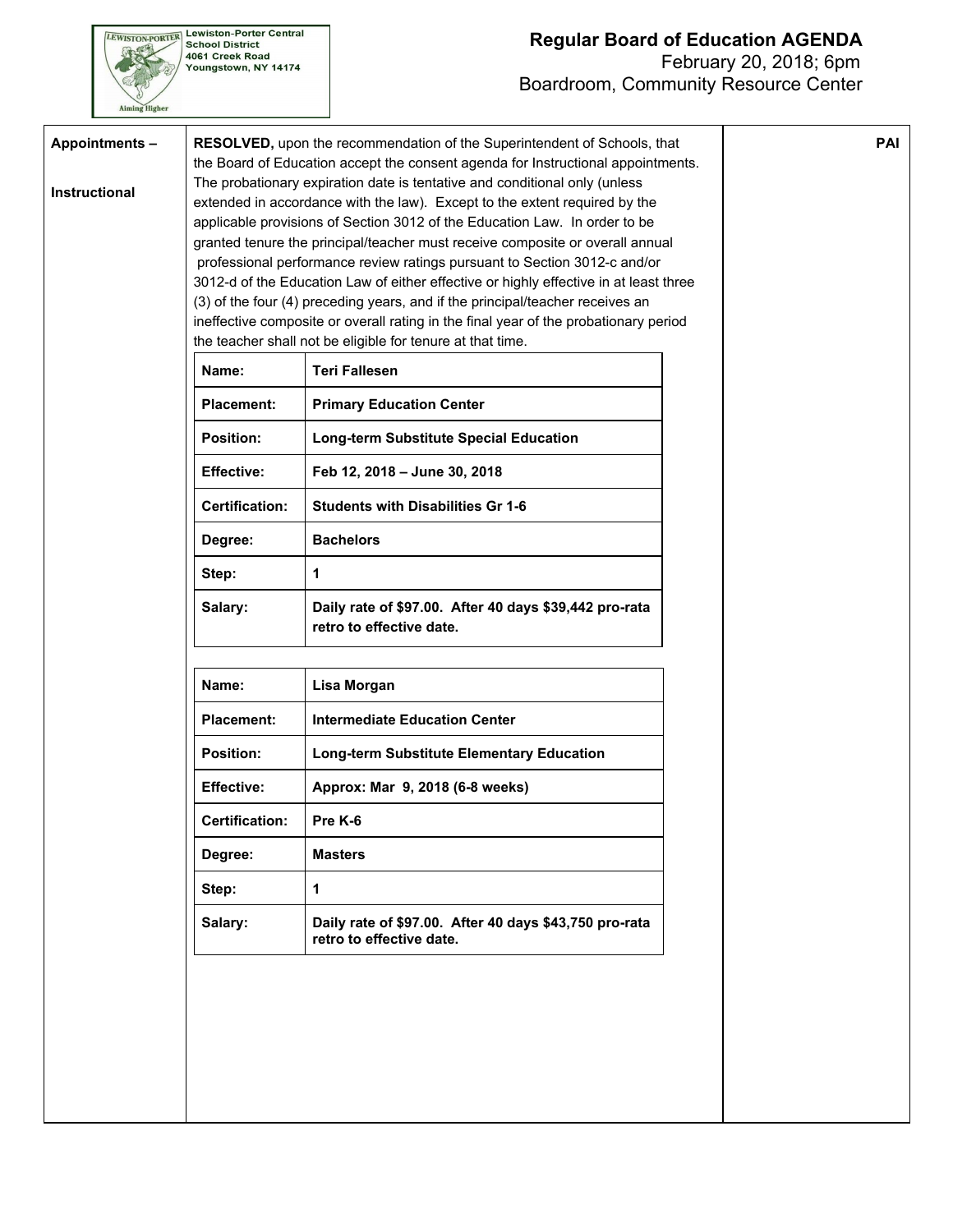Lewiston-Porter Central School District
4061 Creek Road
Youngstown, NY 14174

# Regular Board of Education AGENDA

February 20, 2018; 6pm
Boardroom, Community Resource Center

**Appointments –**

**Instructional**

**PAI**

**RESOLVED,** upon the recommendation of the Superintendent of Schools, that the Board of Education accept the consent agenda for Instructional appointments. The probationary expiration date is tentative and conditional only (unless extended in accordance with the law). Except to the extent required by the applicable provisions of Section 3012 of the Education Law. In order to be granted tenure the principal/teacher must receive composite or overall annual professional performance review ratings pursuant to Section 3012-c and/or 3012-d of the Education Law of either effective or highly effective in at least three (3) of the four (4) preceding years, and if the principal/teacher receives an ineffective composite or overall rating in the final year of the probationary period the teacher shall not be eligible for tenure at that time.

| **Name:** | **Teri Fallesen** |
|---|---|
| **Placement:** | **Primary Education Center** |
| **Position:** | **Long-term Substitute Special Education** |
| **Effective:** | **Feb 12, 2018 – June 30, 2018** |
| **Certification:** | **Students with Disabilities Gr 1-6** |
| **Degree:** | **Bachelors** |
| **Step:** | **1** |
| **Salary:** | **Daily rate of $97.00. After 40 days $39,442 pro-rata retro to effective date.** |

| **Name:** | **Lisa Morgan** |
|---|---|
| **Placement:** | **Intermediate Education Center** |
| **Position:** | **Long-term Substitute Elementary Education** |
| **Effective:** | **Approx: Mar 9, 2018 (6-8 weeks)** |
| **Certification:** | **Pre K-6** |
| **Degree:** | **Masters** |
| **Step:** | **1** |
| **Salary:** | **Daily rate of $97.00. After 40 days $43,750 pro-rata retro to effective date.** |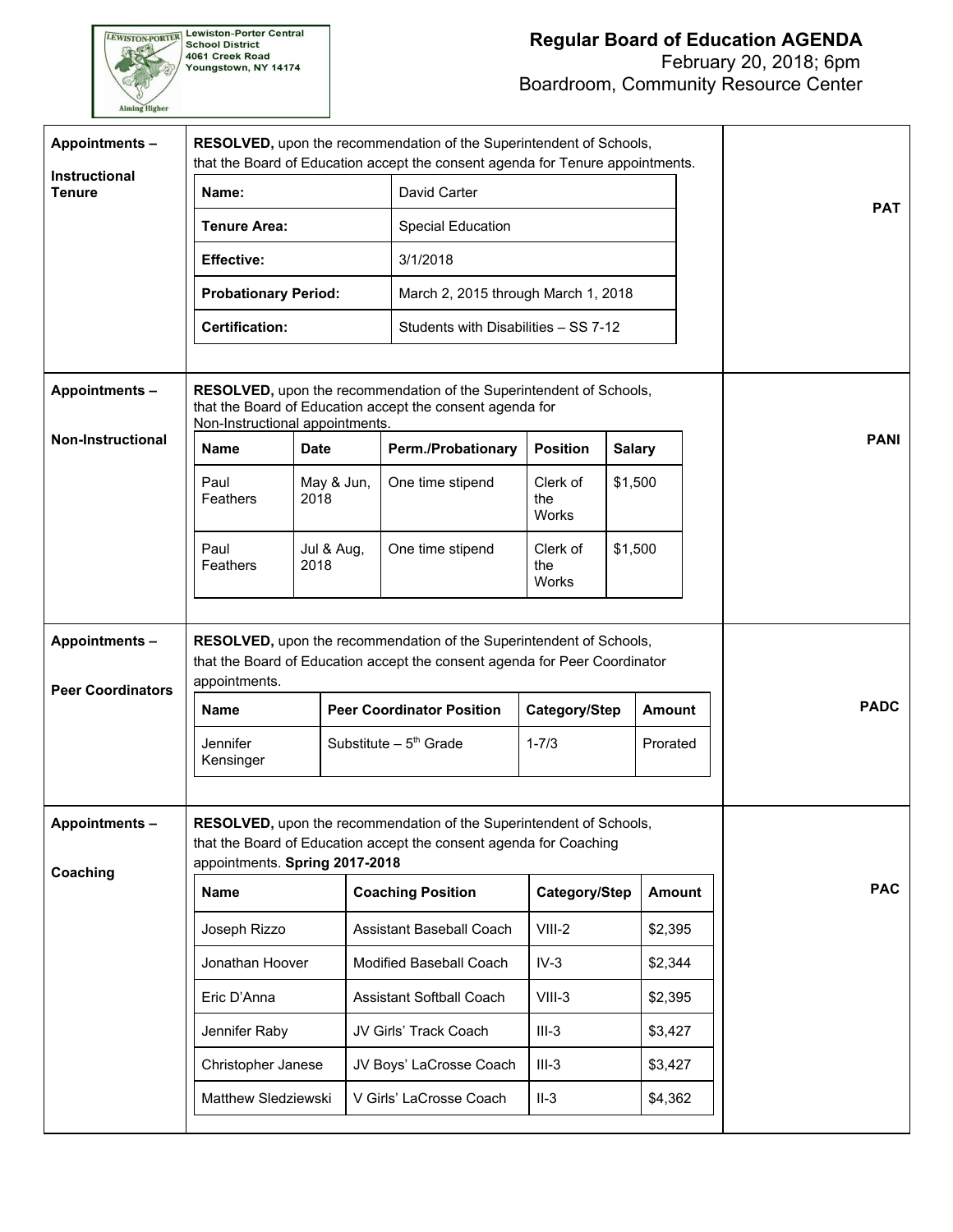Lewiston-Porter Central School District
4061 Creek Road
Youngstown, NY 14174

# Regular Board of Education AGENDA

February 20, 2018; 6pm
Boardroom, Community Resource Center

## Appointments – Instructional Tenure

**RESOLVED,** upon the recommendation of the Superintendent of Schools, that the Board of Education accept the consent agenda for Tenure appointments.

| **Name:** | David Carter |
|---|---|
| **Tenure Area:** | Special Education |
| **Effective:** | 3/1/2018 |
| **Probationary Period:** | March 2, 2015 through March 1, 2018 |
| **Certification:** | Students with Disabilities – SS 7-12 |

**PAT**

## Appointments – Non-Instructional

**RESOLVED,** upon the recommendation of the Superintendent of Schools, that the Board of Education accept the consent agenda for Non-Instructional appointments.

| Name | Date | Perm./Probationary | Position | Salary |
|---|---|---|---|---|
| Paul Feathers | May & Jun, 2018 | One time stipend | Clerk of the Works | $1,500 |
| Paul Feathers | Jul & Aug, 2018 | One time stipend | Clerk of the Works | $1,500 |

**PANI**

## Appointments – Peer Coordinators

**RESOLVED,** upon the recommendation of the Superintendent of Schools, that the Board of Education accept the consent agenda for Peer Coordinator appointments.

| Name | Peer Coordinator Position | Category/Step | Amount |
|---|---|---|---|
| Jennifer Kensinger | Substitute – 5th Grade | 1-7/3 | Prorated |

**PADC**

## Appointments – Coaching

**RESOLVED,** upon the recommendation of the Superintendent of Schools, that the Board of Education accept the consent agenda for Coaching appointments. **Spring 2017-2018**

| Name | Coaching Position | Category/Step | Amount |
|---|---|---|---|
| Joseph Rizzo | Assistant Baseball Coach | VIII-2 | $2,395 |
| Jonathan Hoover | Modified Baseball Coach | IV-3 | $2,344 |
| Eric D'Anna | Assistant Softball Coach | VIII-3 | $2,395 |
| Jennifer Raby | JV Girls' Track Coach | III-3 | $3,427 |
| Christopher Janese | JV Boys' LaCrosse Coach | III-3 | $3,427 |
| Matthew Sledziewski | V Girls' LaCrosse Coach | II-3 | $4,362 |

**PAC**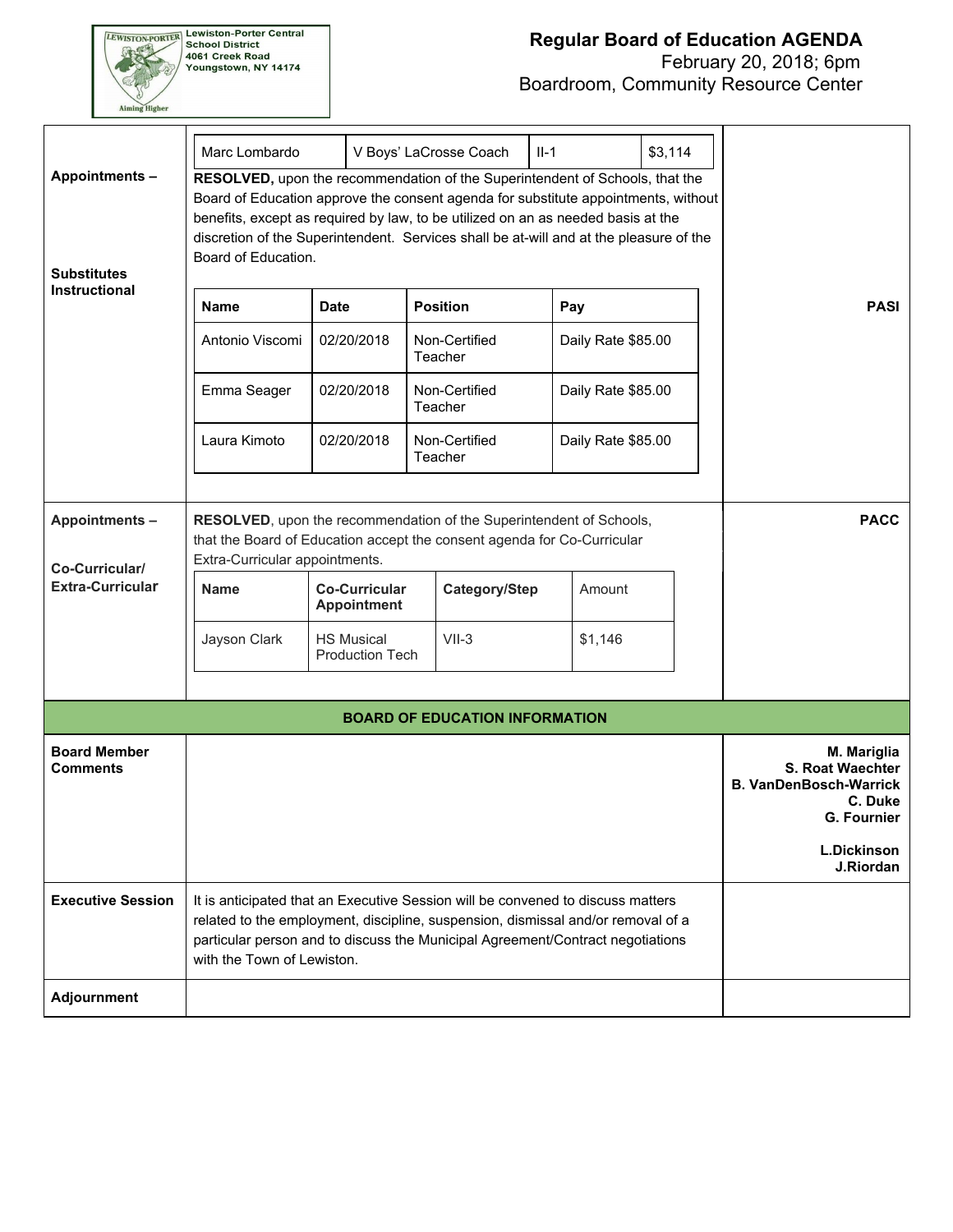# Regular Board of Education AGENDA

February 20, 2018; 6pm
Boardroom, Community Resource Center

Lewiston-Porter Central School District
4061 Creek Road
Youngstown, NY 14174

| | | | |
|---|---|---|---|
| Marc Lombardo | V Boys' LaCrosse Coach | II-1 | $3,114 |

**Appointments – Substitutes Instructional** — **PASI**

**RESOLVED,** upon the recommendation of the Superintendent of Schools, that the Board of Education approve the consent agenda for substitute appointments, without benefits, except as required by law, to be utilized on an as needed basis at the discretion of the Superintendent. Services shall be at-will and at the pleasure of the Board of Education.

| Name | Date | Position | Pay |
|---|---|---|---|
| Antonio Viscomi | 02/20/2018 | Non-Certified Teacher | Daily Rate $85.00 |
| Emma Seager | 02/20/2018 | Non-Certified Teacher | Daily Rate $85.00 |
| Laura Kimoto | 02/20/2018 | Non-Certified Teacher | Daily Rate $85.00 |

**Appointments – Co-Curricular/ Extra-Curricular** — **PACC**

**RESOLVED**, upon the recommendation of the Superintendent of Schools, that the Board of Education accept the consent agenda for Co-Curricular Extra-Curricular appointments.

| Name | Co-Curricular Appointment | Category/Step | Amount |
|---|---|---|---|
| Jayson Clark | HS Musical Production Tech | VII-3 | $1,146 |

## BOARD OF EDUCATION INFORMATION

**Board Member Comments** — **M. Mariglia, S. Roat Waechter, B. VanDenBosch-Warrick, C. Duke, G. Fournier, L.Dickinson, J.Riordan**

**Executive Session**

It is anticipated that an Executive Session will be convened to discuss matters related to the employment, discipline, suspension, dismissal and/or removal of a particular person and to discuss the Municipal Agreement/Contract negotiations with the Town of Lewiston.

**Adjournment**